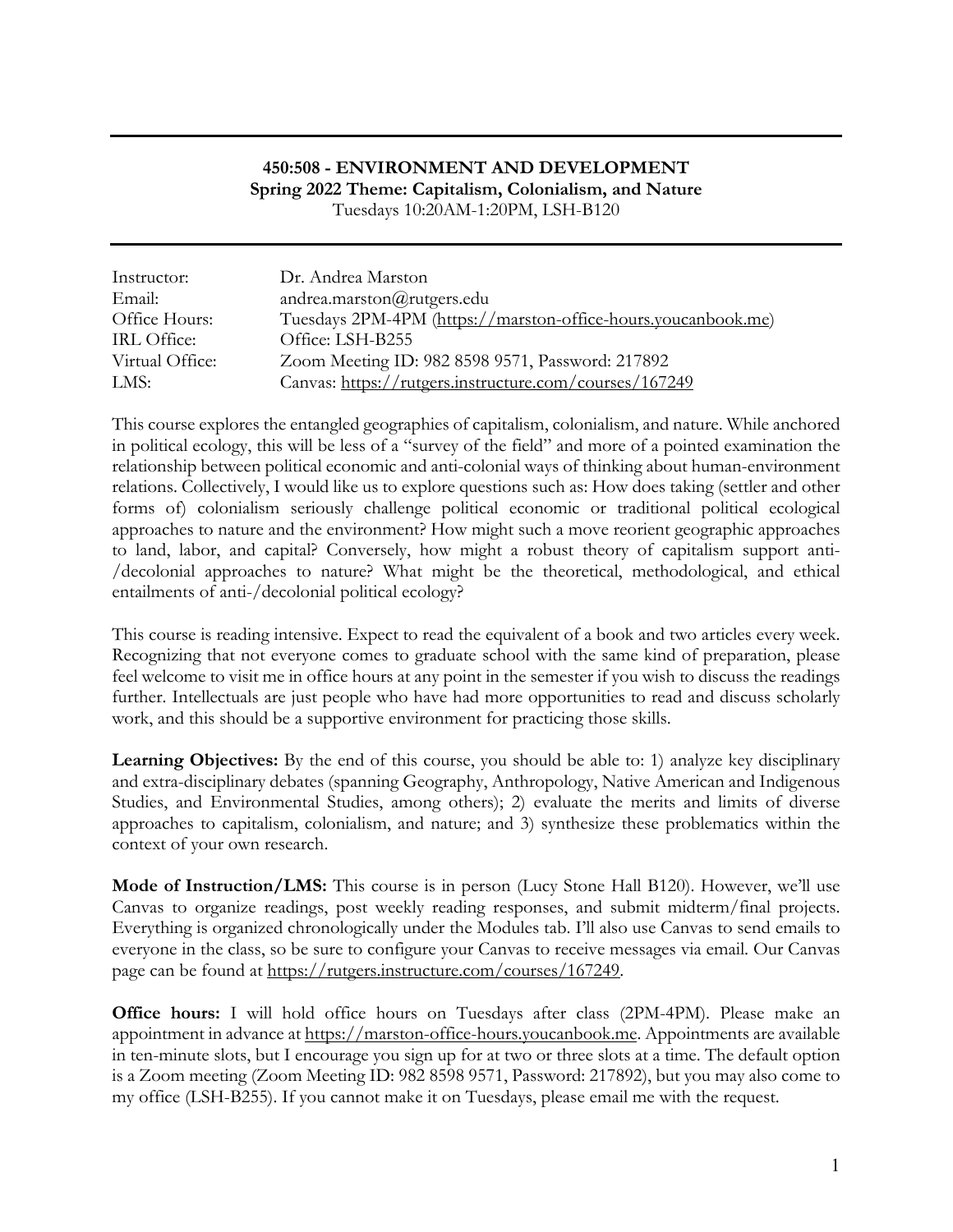# 450:508 - ENVIRONMENT AND DEVELOPMENT

**Spring 2022 Theme: Capitalism, Colonialism, and Nature**

Tuesdays 10:20AM-1:20PM, LSH-B120

| | |
|---|---|
| Instructor: | Dr. Andrea Marston |
| Email: | andrea.marston@rutgers.edu |
| Office Hours: | Tuesdays 2PM-4PM (https://marston-office-hours.youcanbook.me) |
| IRL Office: | Office: LSH-B255 |
| Virtual Office: | Zoom Meeting ID: 982 8598 9571, Password: 217892 |
| LMS: | Canvas: https://rutgers.instructure.com/courses/167249 |

This course explores the entangled geographies of capitalism, colonialism, and nature. While anchored in political ecology, this will be less of a "survey of the field" and more of a pointed examination the relationship between political economic and anti-colonial ways of thinking about human-environment relations. Collectively, I would like us to explore questions such as: How does taking (settler and other forms of) colonialism seriously challenge political economic or traditional political ecological approaches to nature and the environment? How might such a move reorient geographic approaches to land, labor, and capital? Conversely, how might a robust theory of capitalism support anti-/decolonial approaches to nature? What might be the theoretical, methodological, and ethical entailments of anti-/decolonial political ecology?

This course is reading intensive. Expect to read the equivalent of a book and two articles every week. Recognizing that not everyone comes to graduate school with the same kind of preparation, please feel welcome to visit me in office hours at any point in the semester if you wish to discuss the readings further. Intellectuals are just people who have had more opportunities to read and discuss scholarly work, and this should be a supportive environment for practicing those skills.

**Learning Objectives:** By the end of this course, you should be able to: 1) analyze key disciplinary and extra-disciplinary debates (spanning Geography, Anthropology, Native American and Indigenous Studies, and Environmental Studies, among others); 2) evaluate the merits and limits of diverse approaches to capitalism, colonialism, and nature; and 3) synthesize these problematics within the context of your own research.

**Mode of Instruction/LMS:** This course is in person (Lucy Stone Hall B120). However, we'll use Canvas to organize readings, post weekly reading responses, and submit midterm/final projects. Everything is organized chronologically under the Modules tab. I'll also use Canvas to send emails to everyone in the class, so be sure to configure your Canvas to receive messages via email. Our Canvas page can be found at https://rutgers.instructure.com/courses/167249.

**Office hours:** I will hold office hours on Tuesdays after class (2PM-4PM). Please make an appointment in advance at https://marston-office-hours.youcanbook.me. Appointments are available in ten-minute slots, but I encourage you sign up for at two or three slots at a time. The default option is a Zoom meeting (Zoom Meeting ID: 982 8598 9571, Password: 217892), but you may also come to my office (LSH-B255). If you cannot make it on Tuesdays, please email me with the request.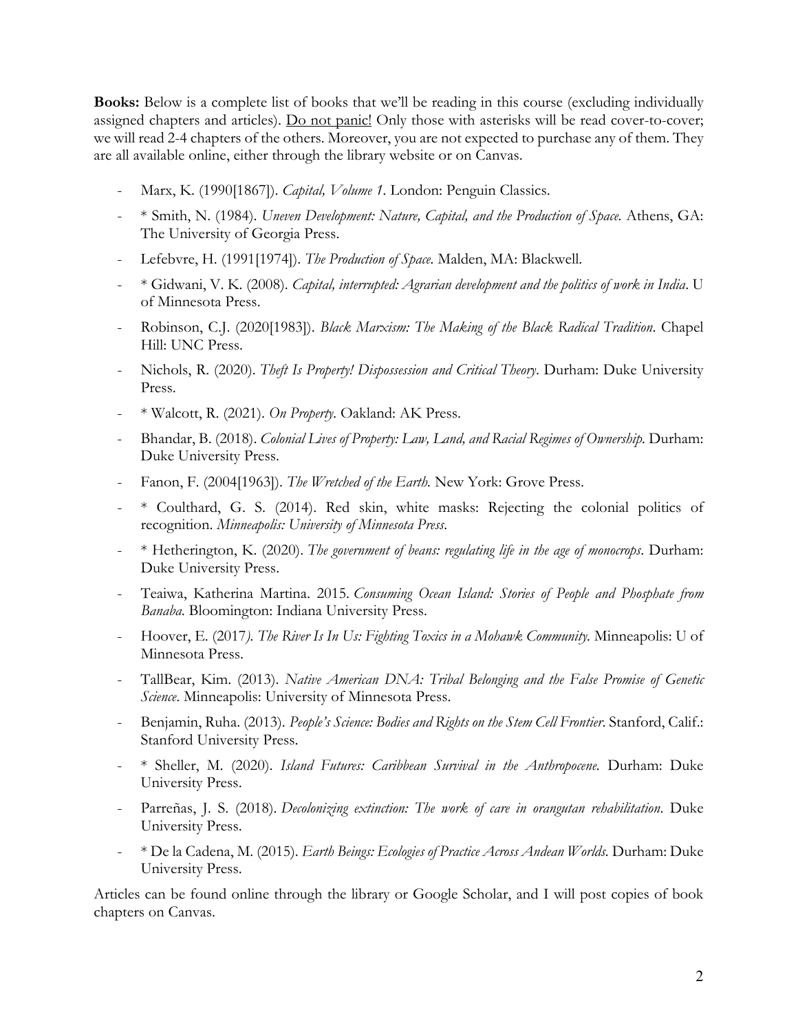**Books:** Below is a complete list of books that we'll be reading in this course (excluding individually assigned chapters and articles). <u>Do not panic!</u> Only those with asterisks will be read cover-to-cover; we will read 2-4 chapters of the others. Moreover, you are not expected to purchase any of them. They are all available online, either through the library website or on Canvas.

- Marx, K. (1990[1867]). *Capital, Volume 1*. London: Penguin Classics.
- * Smith, N. (1984). *Uneven Development: Nature, Capital, and the Production of Space.* Athens, GA: The University of Georgia Press.
- Lefebvre, H. (1991[1974]). *The Production of Space.* Malden, MA: Blackwell.
- * Gidwani, V. K. (2008). *Capital, interrupted: Agrarian development and the politics of work in India*. U of Minnesota Press.
- Robinson, C.J. (2020[1983]). *Black Marxism: The Making of the Black Radical Tradition*. Chapel Hill: UNC Press.
- Nichols, R. (2020). *Theft Is Property! Dispossession and Critical Theory*. Durham: Duke University Press.
- * Walcott, R. (2021). *On Property.* Oakland: AK Press.
- Bhandar, B. (2018). *Colonial Lives of Property: Law, Land, and Racial Regimes of Ownership.* Durham: Duke University Press.
- Fanon, F. (2004[1963]). *The Wretched of the Earth.* New York: Grove Press.
- * Coulthard, G. S. (2014). Red skin, white masks: Rejecting the colonial politics of recognition. *Minneapolis: University of Minnesota Press.*
- * Hetherington, K. (2020). *The government of beans: regulating life in the age of monocrops*. Durham: Duke University Press.
- Teaiwa, Katherina Martina. 2015. *Consuming Ocean Island: Stories of People and Phosphate from Banaba.* Bloomington: Indiana University Press.
- Hoover, E. (2017*). The River Is In Us: Fighting Toxics in a Mohawk Community.* Minneapolis: U of Minnesota Press.
- TallBear, Kim. (2013). *Native American DNA: Tribal Belonging and the False Promise of Genetic Science*. Minneapolis: University of Minnesota Press.
- Benjamin, Ruha. (2013). *People's Science: Bodies and Rights on the Stem Cell Frontier*. Stanford, Calif.: Stanford University Press.
- * Sheller, M. (2020). *Island Futures: Caribbean Survival in the Anthropocene.* Durham: Duke University Press.
- Parreñas, J. S. (2018). *Decolonizing extinction: The work of care in orangutan rehabilitation*. Duke University Press.
- * De la Cadena, M. (2015). *Earth Beings: Ecologies of Practice Across Andean Worlds*. Durham: Duke University Press.

Articles can be found online through the library or Google Scholar, and I will post copies of book chapters on Canvas.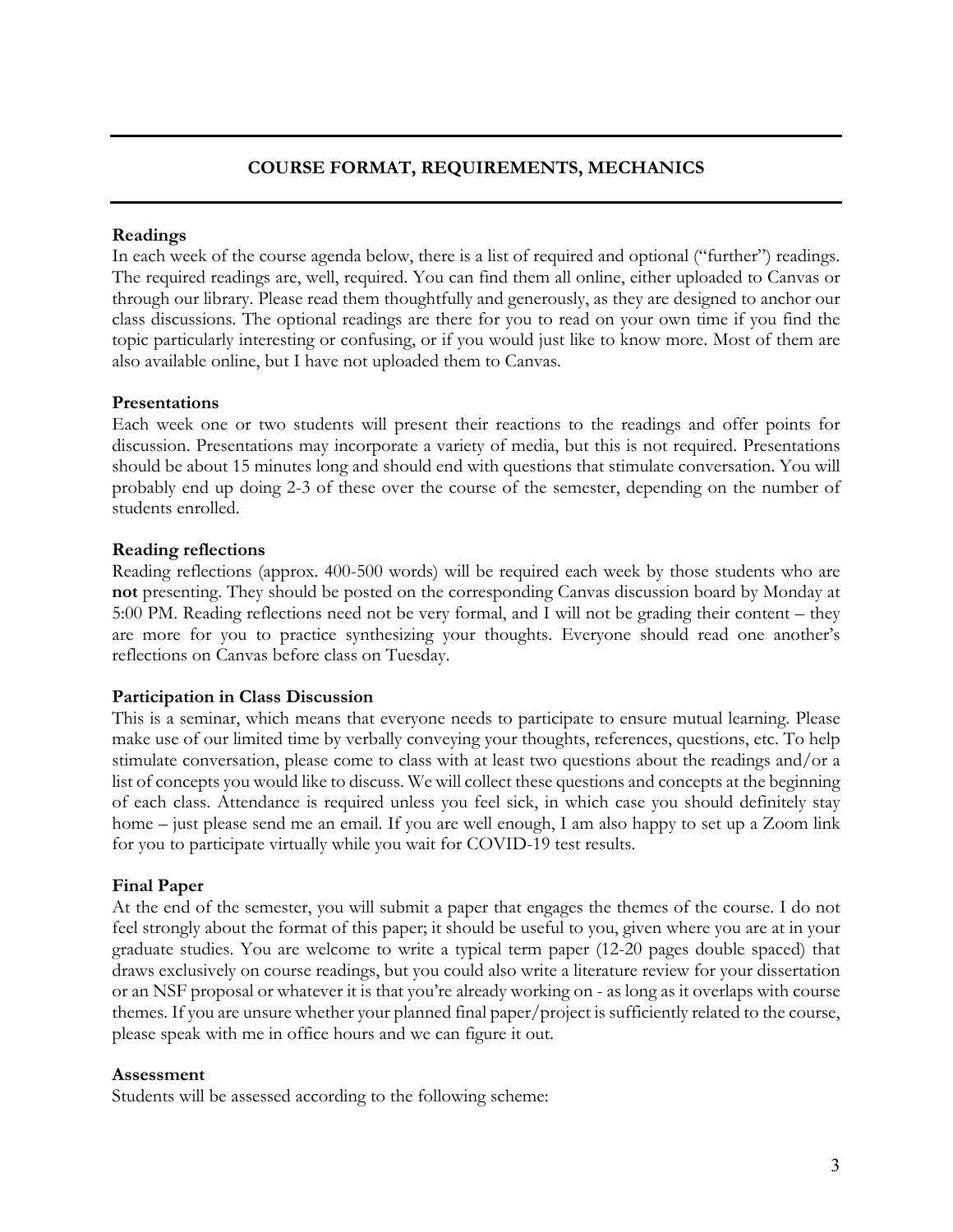## COURSE FORMAT, REQUIREMENTS, MECHANICS

### Readings

In each week of the course agenda below, there is a list of required and optional ("further") readings. The required readings are, well, required. You can find them all online, either uploaded to Canvas or through our library. Please read them thoughtfully and generously, as they are designed to anchor our class discussions. The optional readings are there for you to read on your own time if you find the topic particularly interesting or confusing, or if you would just like to know more. Most of them are also available online, but I have not uploaded them to Canvas.

### Presentations

Each week one or two students will present their reactions to the readings and offer points for discussion. Presentations may incorporate a variety of media, but this is not required. Presentations should be about 15 minutes long and should end with questions that stimulate conversation. You will probably end up doing 2-3 of these over the course of the semester, depending on the number of students enrolled.

### Reading reflections

Reading reflections (approx. 400-500 words) will be required each week by those students who are **not** presenting. They should be posted on the corresponding Canvas discussion board by Monday at 5:00 PM. Reading reflections need not be very formal, and I will not be grading their content – they are more for you to practice synthesizing your thoughts. Everyone should read one another's reflections on Canvas before class on Tuesday.

### Participation in Class Discussion

This is a seminar, which means that everyone needs to participate to ensure mutual learning. Please make use of our limited time by verbally conveying your thoughts, references, questions, etc. To help stimulate conversation, please come to class with at least two questions about the readings and/or a list of concepts you would like to discuss. We will collect these questions and concepts at the beginning of each class. Attendance is required unless you feel sick, in which case you should definitely stay home – just please send me an email. If you are well enough, I am also happy to set up a Zoom link for you to participate virtually while you wait for COVID-19 test results.

### Final Paper

At the end of the semester, you will submit a paper that engages the themes of the course. I do not feel strongly about the format of this paper; it should be useful to you, given where you are at in your graduate studies. You are welcome to write a typical term paper (12-20 pages double spaced) that draws exclusively on course readings, but you could also write a literature review for your dissertation or an NSF proposal or whatever it is that you're already working on - as long as it overlaps with course themes. If you are unsure whether your planned final paper/project is sufficiently related to the course, please speak with me in office hours and we can figure it out.

### Assessment

Students will be assessed according to the following scheme: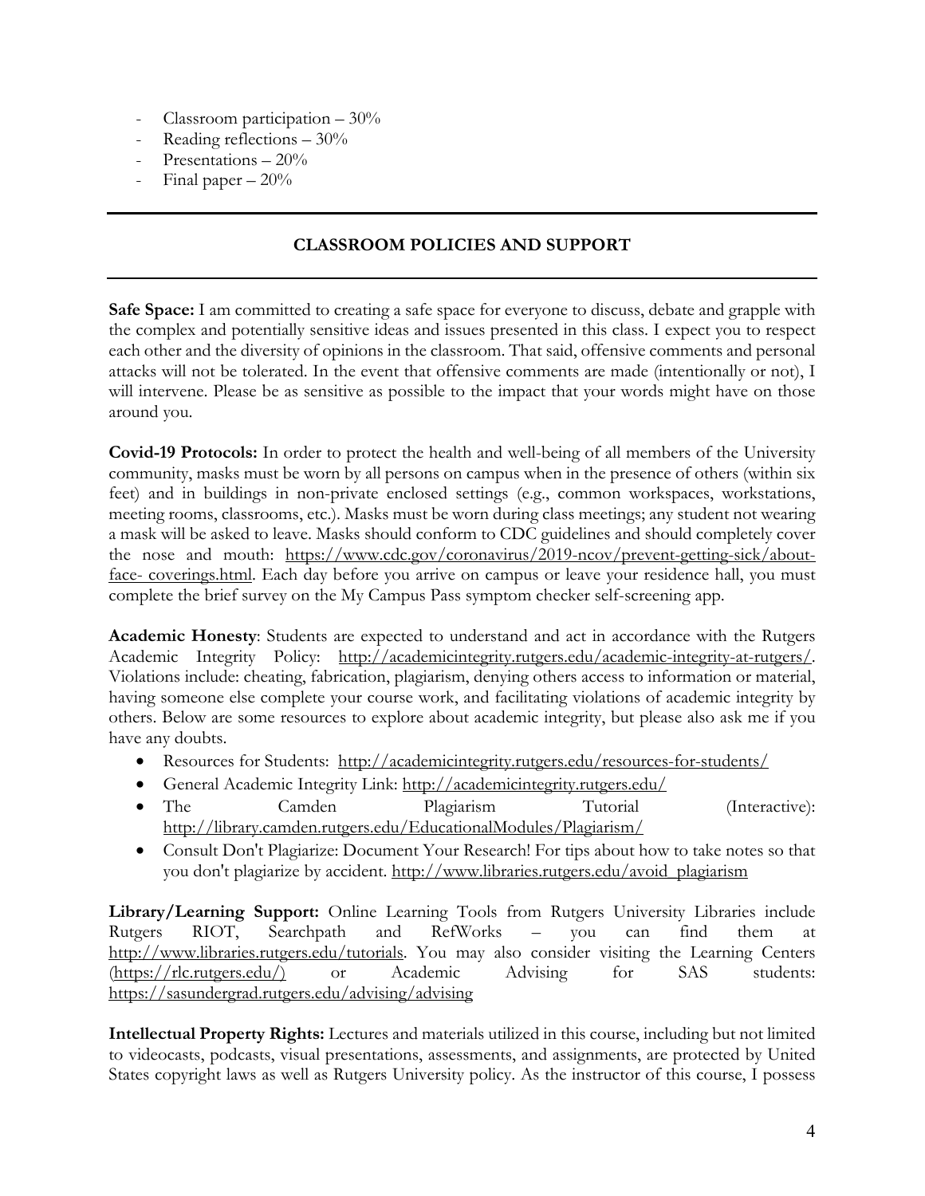- Classroom participation – 30%
- Reading reflections – 30%
- Presentations – 20%
- Final paper – 20%

## CLASSROOM POLICIES AND SUPPORT

**Safe Space:** I am committed to creating a safe space for everyone to discuss, debate and grapple with the complex and potentially sensitive ideas and issues presented in this class. I expect you to respect each other and the diversity of opinions in the classroom. That said, offensive comments and personal attacks will not be tolerated. In the event that offensive comments are made (intentionally or not), I will intervene. Please be as sensitive as possible to the impact that your words might have on those around you.

**Covid-19 Protocols:** In order to protect the health and well-being of all members of the University community, masks must be worn by all persons on campus when in the presence of others (within six feet) and in buildings in non-private enclosed settings (e.g., common workspaces, workstations, meeting rooms, classrooms, etc.). Masks must be worn during class meetings; any student not wearing a mask will be asked to leave. Masks should conform to CDC guidelines and should completely cover the nose and mouth: https://www.cdc.gov/coronavirus/2019-ncov/prevent-getting-sick/about-face- coverings.html. Each day before you arrive on campus or leave your residence hall, you must complete the brief survey on the My Campus Pass symptom checker self-screening app.

**Academic Honesty**: Students are expected to understand and act in accordance with the Rutgers Academic Integrity Policy: http://academicintegrity.rutgers.edu/academic-integrity-at-rutgers/. Violations include: cheating, fabrication, plagiarism, denying others access to information or material, having someone else complete your course work, and facilitating violations of academic integrity by others. Below are some resources to explore about academic integrity, but please also ask me if you have any doubts.

- Resources for Students: http://academicintegrity.rutgers.edu/resources-for-students/
- General Academic Integrity Link: http://academicintegrity.rutgers.edu/
- The Camden Plagiarism Tutorial (Interactive): http://library.camden.rutgers.edu/EducationalModules/Plagiarism/
- Consult Don't Plagiarize: Document Your Research! For tips about how to take notes so that you don't plagiarize by accident. http://www.libraries.rutgers.edu/avoid_plagiarism

**Library/Learning Support:** Online Learning Tools from Rutgers University Libraries include Rutgers RIOT, Searchpath and RefWorks – you can find them at http://www.libraries.rutgers.edu/tutorials. You may also consider visiting the Learning Centers (https://rlc.rutgers.edu/) or Academic Advising for SAS students: https://sasundergrad.rutgers.edu/advising/advising

**Intellectual Property Rights:** Lectures and materials utilized in this course, including but not limited to videocasts, podcasts, visual presentations, assessments, and assignments, are protected by United States copyright laws as well as Rutgers University policy. As the instructor of this course, I possess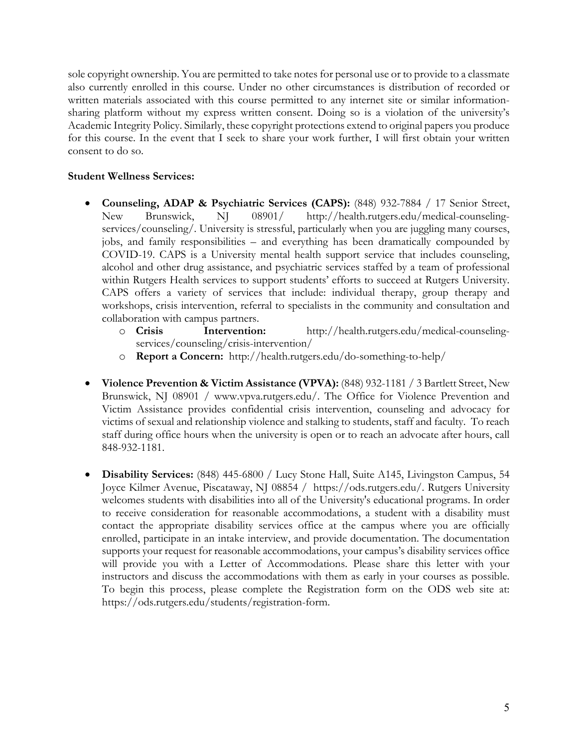sole copyright ownership. You are permitted to take notes for personal use or to provide to a classmate also currently enrolled in this course. Under no other circumstances is distribution of recorded or written materials associated with this course permitted to any internet site or similar information-sharing platform without my express written consent. Doing so is a violation of the university's Academic Integrity Policy. Similarly, these copyright protections extend to original papers you produce for this course. In the event that I seek to share your work further, I will first obtain your written consent to do so.

**Student Wellness Services:**

- **Counseling, ADAP & Psychiatric Services (CAPS):** (848) 932-7884 / 17 Senior Street, New Brunswick, NJ 08901/ http://health.rutgers.edu/medical-counseling-services/counseling/. University is stressful, particularly when you are juggling many courses, jobs, and family responsibilities – and everything has been dramatically compounded by COVID-19. CAPS is a University mental health support service that includes counseling, alcohol and other drug assistance, and psychiatric services staffed by a team of professional within Rutgers Health services to support students' efforts to succeed at Rutgers University. CAPS offers a variety of services that include: individual therapy, group therapy and workshops, crisis intervention, referral to specialists in the community and consultation and collaboration with campus partners.
    - **Crisis Intervention:** http://health.rutgers.edu/medical-counseling-services/counseling/crisis-intervention/
    - **Report a Concern:** http://health.rutgers.edu/do-something-to-help/

- **Violence Prevention & Victim Assistance (VPVA):** (848) 932-1181 / 3 Bartlett Street, New Brunswick, NJ 08901 / www.vpva.rutgers.edu/. The Office for Violence Prevention and Victim Assistance provides confidential crisis intervention, counseling and advocacy for victims of sexual and relationship violence and stalking to students, staff and faculty. To reach staff during office hours when the university is open or to reach an advocate after hours, call 848-932-1181.

- **Disability Services:** (848) 445-6800 / Lucy Stone Hall, Suite A145, Livingston Campus, 54 Joyce Kilmer Avenue, Piscataway, NJ 08854 / https://ods.rutgers.edu/. Rutgers University welcomes students with disabilities into all of the University's educational programs. In order to receive consideration for reasonable accommodations, a student with a disability must contact the appropriate disability services office at the campus where you are officially enrolled, participate in an intake interview, and provide documentation. The documentation supports your request for reasonable accommodations, your campus's disability services office will provide you with a Letter of Accommodations. Please share this letter with your instructors and discuss the accommodations with them as early in your courses as possible. To begin this process, please complete the Registration form on the ODS web site at: https://ods.rutgers.edu/students/registration-form.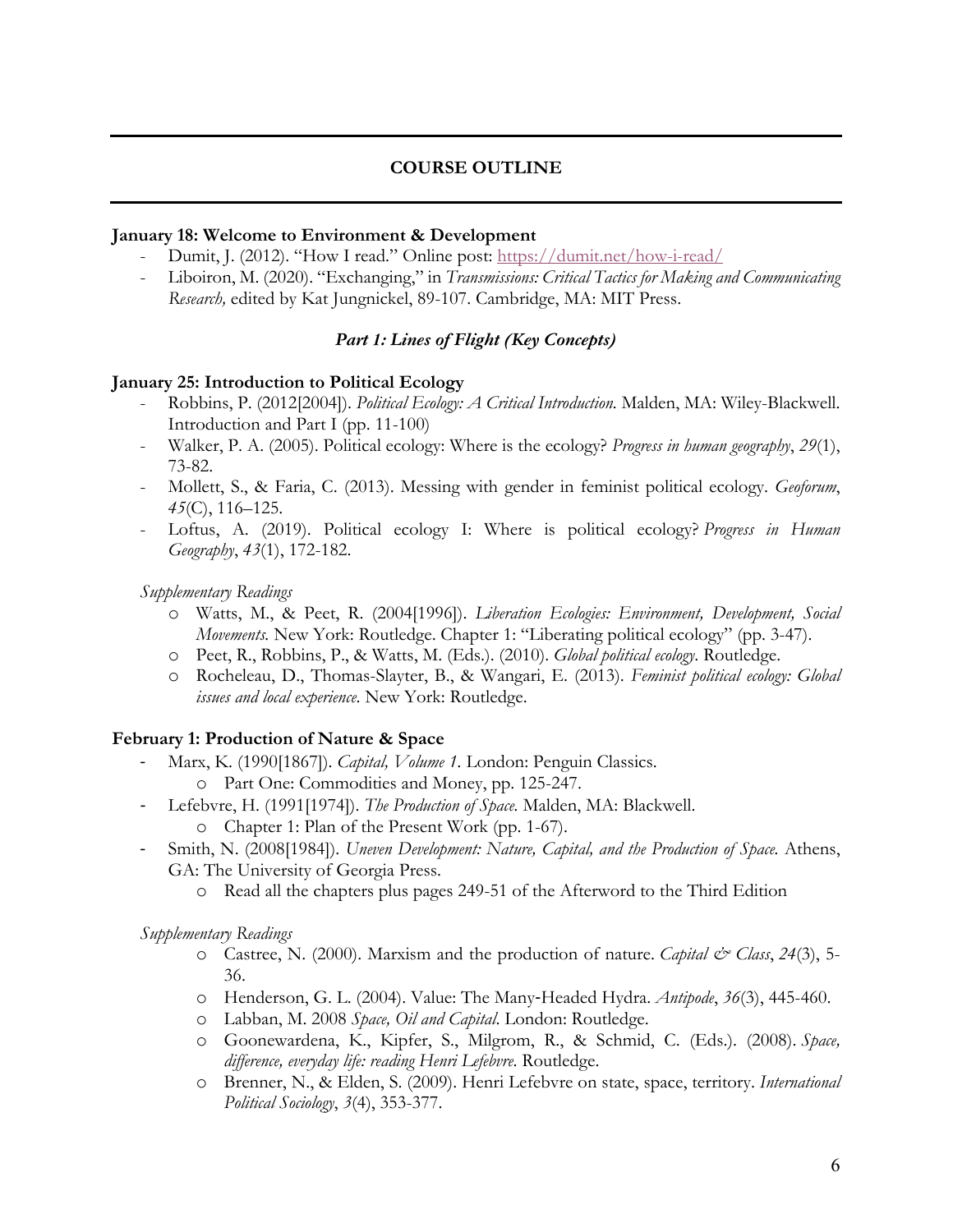## COURSE OUTLINE

**January 18: Welcome to Environment & Development**

- Dumit, J. (2012). "How I read." Online post: https://dumit.net/how-i-read/
- Liboiron, M. (2020). "Exchanging," in *Transmissions: Critical Tactics for Making and Communicating Research,* edited by Kat Jungnickel, 89-107. Cambridge, MA: MIT Press.

### *Part 1: Lines of Flight (Key Concepts)*

**January 25: Introduction to Political Ecology**

- Robbins, P. (2012[2004]). *Political Ecology: A Critical Introduction.* Malden, MA: Wiley-Blackwell. Introduction and Part I (pp. 11-100)
- Walker, P. A. (2005). Political ecology: Where is the ecology? *Progress in human geography*, *29*(1), 73-82.
- Mollett, S., & Faria, C. (2013). Messing with gender in feminist political ecology. *Geoforum*, *45*(C), 116–125.
- Loftus, A. (2019). Political ecology I: Where is political ecology? *Progress in Human Geography*, *43*(1), 172-182.

*Supplementary Readings*

- Watts, M., & Peet, R. (2004[1996]). *Liberation Ecologies: Environment, Development, Social Movements.* New York: Routledge. Chapter 1: "Liberating political ecology" (pp. 3-47).
- Peet, R., Robbins, P., & Watts, M. (Eds.). (2010). *Global political ecology*. Routledge.
- Rocheleau, D., Thomas-Slayter, B., & Wangari, E. (2013). *Feminist political ecology: Global issues and local experience.* New York: Routledge.

**February 1: Production of Nature & Space**

- Marx, K. (1990[1867]). *Capital, Volume 1*. London: Penguin Classics.
  - Part One: Commodities and Money, pp. 125-247.
- Lefebvre, H. (1991[1974]). *The Production of Space.* Malden, MA: Blackwell.
  - Chapter 1: Plan of the Present Work (pp. 1-67).
- Smith, N. (2008[1984]). *Uneven Development: Nature, Capital, and the Production of Space.* Athens, GA: The University of Georgia Press.
  - Read all the chapters plus pages 249-51 of the Afterword to the Third Edition

*Supplementary Readings*

- Castree, N. (2000). Marxism and the production of nature. *Capital & Class*, *24*(3), 5-36.
- Henderson, G. L. (2004). Value: The Many-Headed Hydra. *Antipode*, *36*(3), 445-460.
- Labban, M. 2008 *Space, Oil and Capital.* London: Routledge.
- Goonewardena, K., Kipfer, S., Milgrom, R., & Schmid, C. (Eds.). (2008). *Space, difference, everyday life: reading Henri Lefebvre*. Routledge.
- Brenner, N., & Elden, S. (2009). Henri Lefebvre on state, space, territory. *International Political Sociology*, *3*(4), 353-377.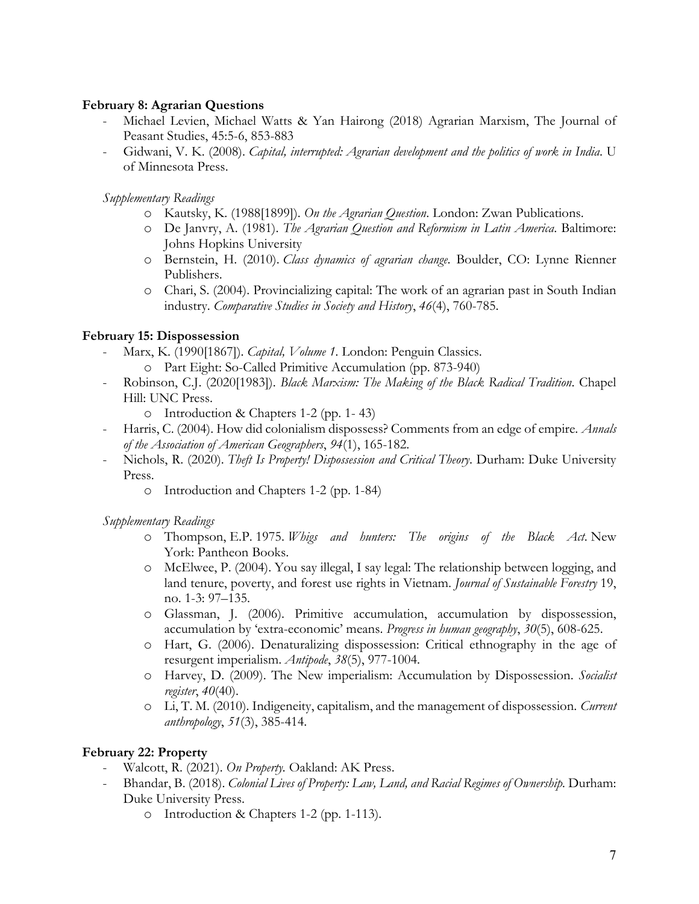**February 8: Agrarian Questions**

- Michael Levien, Michael Watts & Yan Hairong (2018) Agrarian Marxism, The Journal of Peasant Studies, 45:5-6, 853-883
- Gidwani, V. K. (2008). *Capital, interrupted: Agrarian development and the politics of work in India*. U of Minnesota Press.

*Supplementary Readings*

- Kautsky, K. (1988[1899]). *On the Agrarian Question*. London: Zwan Publications.
- De Janvry, A. (1981). *The Agrarian Question and Reformism in Latin America*. Baltimore: Johns Hopkins University
- Bernstein, H. (2010). *Class dynamics of agrarian change*. Boulder, CO: Lynne Rienner Publishers.
- Chari, S. (2004). Provincializing capital: The work of an agrarian past in South Indian industry. *Comparative Studies in Society and History*, *46*(4), 760-785.

**February 15: Dispossession**

- Marx, K. (1990[1867]). *Capital, Volume 1*. London: Penguin Classics.
  - Part Eight: So-Called Primitive Accumulation (pp. 873-940)
- Robinson, C.J. (2020[1983]). *Black Marxism: The Making of the Black Radical Tradition*. Chapel Hill: UNC Press.
  - Introduction & Chapters 1-2 (pp. 1- 43)
- Harris, C. (2004). How did colonialism dispossess? Comments from an edge of empire. *Annals of the Association of American Geographers*, *94*(1), 165-182.
- Nichols, R. (2020). *Theft Is Property! Dispossession and Critical Theory*. Durham: Duke University Press.
  - Introduction and Chapters 1-2 (pp. 1-84)

*Supplementary Readings*

- Thompson, E.P. 1975. *Whigs and hunters: The origins of the Black Act*. New York: Pantheon Books.
- McElwee, P. (2004). You say illegal, I say legal: The relationship between logging, and land tenure, poverty, and forest use rights in Vietnam. *Journal of Sustainable Forestry* 19, no. 1-3: 97–135.
- Glassman, J. (2006). Primitive accumulation, accumulation by dispossession, accumulation by 'extra-economic' means. *Progress in human geography*, *30*(5), 608-625.
- Hart, G. (2006). Denaturalizing dispossession: Critical ethnography in the age of resurgent imperialism. *Antipode*, *38*(5), 977-1004.
- Harvey, D. (2009). The New imperialism: Accumulation by Dispossession. *Socialist register*, *40*(40).
- Li, T. M. (2010). Indigeneity, capitalism, and the management of dispossession. *Current anthropology*, *51*(3), 385-414.

**February 22: Property**

- Walcott, R. (2021). *On Property.* Oakland: AK Press.
- Bhandar, B. (2018). *Colonial Lives of Property: Law, Land, and Racial Regimes of Ownership.* Durham: Duke University Press.
  - Introduction & Chapters 1-2 (pp. 1-113).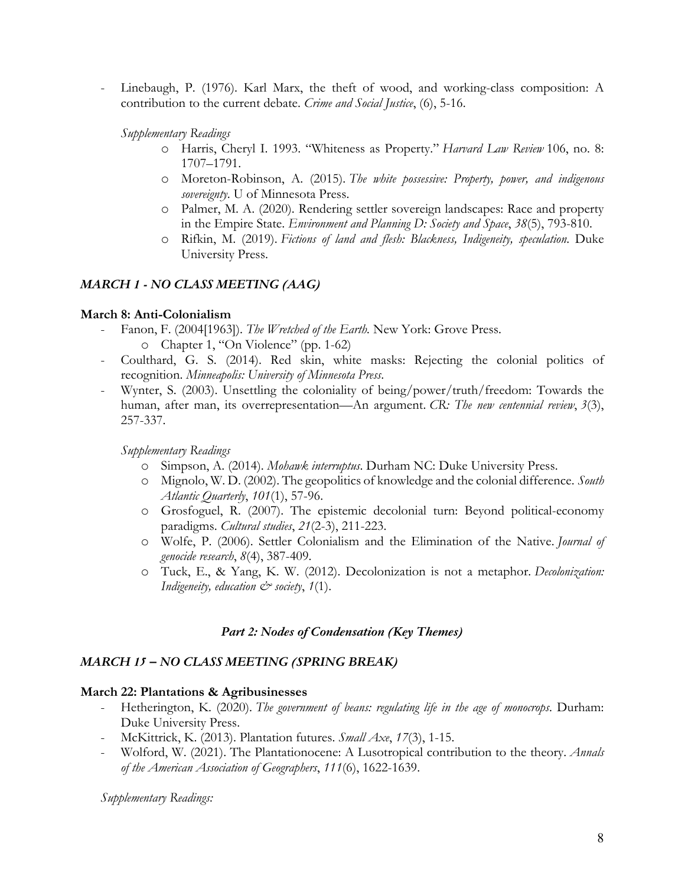- Linebaugh, P. (1976). Karl Marx, the theft of wood, and working-class composition: A contribution to the current debate. *Crime and Social Justice*, (6), 5-16.

  *Supplementary Readings*
    - Harris, Cheryl I. 1993. "Whiteness as Property." *Harvard Law Review* 106, no. 8: 1707–1791.
    - Moreton-Robinson, A. (2015). *The white possessive: Property, power, and indigenous sovereignty*. U of Minnesota Press.
    - Palmer, M. A. (2020). Rendering settler sovereign landscapes: Race and property in the Empire State. *Environment and Planning D: Society and Space*, *38*(5), 793-810.
    - Rifkin, M. (2019). *Fictions of land and flesh: Blackness, Indigeneity, speculation*. Duke University Press.

### *MARCH 1 - NO CLASS MEETING (AAG)*

**March 8: Anti-Colonialism**

- Fanon, F. (2004[1963]). *The Wretched of the Earth*. New York: Grove Press.
    - Chapter 1, "On Violence" (pp. 1-62)
- Coulthard, G. S. (2014). Red skin, white masks: Rejecting the colonial politics of recognition. *Minneapolis: University of Minnesota Press*.
- Wynter, S. (2003). Unsettling the coloniality of being/power/truth/freedom: Towards the human, after man, its overrepresentation—An argument. *CR: The new centennial review*, *3*(3), 257-337.

  *Supplementary Readings*
    - Simpson, A. (2014). *Mohawk interruptus*. Durham NC: Duke University Press.
    - Mignolo, W. D. (2002). The geopolitics of knowledge and the colonial difference. *South Atlantic Quarterly*, *101*(1), 57-96.
    - Grosfoguel, R. (2007). The epistemic decolonial turn: Beyond political-economy paradigms. *Cultural studies*, *21*(2-3), 211-223.
    - Wolfe, P. (2006). Settler Colonialism and the Elimination of the Native. *Journal of genocide research*, *8*(4), 387-409.
    - Tuck, E., & Yang, K. W. (2012). Decolonization is not a metaphor. *Decolonization: Indigeneity, education & society*, *1*(1).

## *Part 2: Nodes of Condensation (Key Themes)*

### *MARCH 15 – NO CLASS MEETING (SPRING BREAK)*

**March 22: Plantations & Agribusinesses**

- Hetherington, K. (2020). *The government of beans: regulating life in the age of monocrops*. Durham: Duke University Press.
- McKittrick, K. (2013). Plantation futures. *Small Axe*, *17*(3), 1-15.
- Wolford, W. (2021). The Plantationocene: A Lusotropical contribution to the theory. *Annals of the American Association of Geographers*, *111*(6), 1622-1639.

*Supplementary Readings:*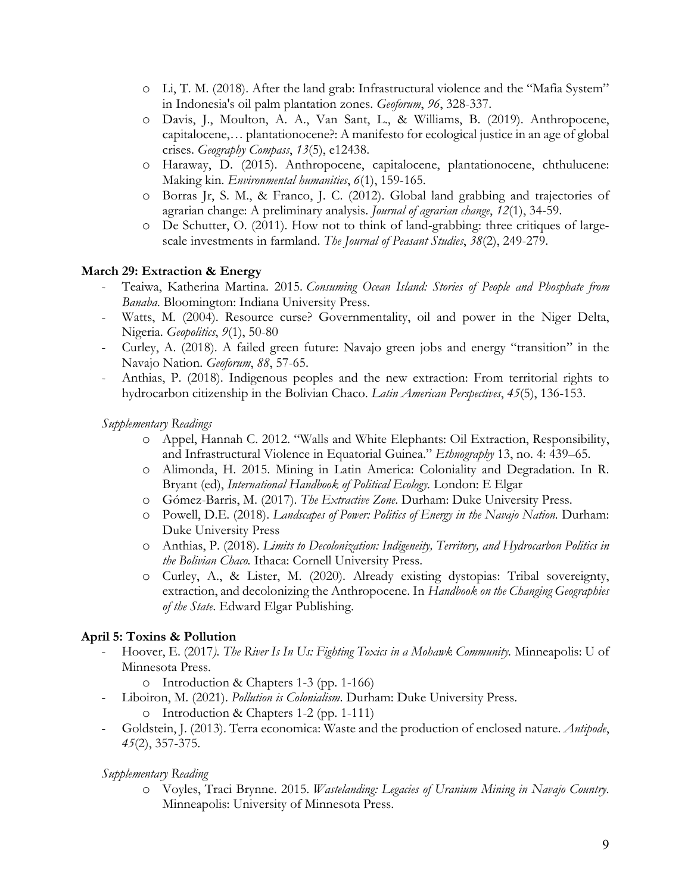- Li, T. M. (2018). After the land grab: Infrastructural violence and the "Mafia System" in Indonesia's oil palm plantation zones. *Geoforum*, *96*, 328-337.
    - Davis, J., Moulton, A. A., Van Sant, L., & Williams, B. (2019). Anthropocene, capitalocene,… plantationocene?: A manifesto for ecological justice in an age of global crises. *Geography Compass*, *13*(5), e12438.
    - Haraway, D. (2015). Anthropocene, capitalocene, plantationocene, chthulucene: Making kin. *Environmental humanities*, *6*(1), 159-165.
    - Borras Jr, S. M., & Franco, J. C. (2012). Global land grabbing and trajectories of agrarian change: A preliminary analysis. *Journal of agrarian change*, *12*(1), 34-59.
    - De Schutter, O. (2011). How not to think of land-grabbing: three critiques of large-scale investments in farmland. *The Journal of Peasant Studies*, *38*(2), 249-279.

**March 29: Extraction & Energy**

- Teaiwa, Katherina Martina. 2015. *Consuming Ocean Island: Stories of People and Phosphate from Banaba.* Bloomington: Indiana University Press.
- Watts, M. (2004). Resource curse? Governmentality, oil and power in the Niger Delta, Nigeria. *Geopolitics*, *9*(1), 50-80
- Curley, A. (2018). A failed green future: Navajo green jobs and energy "transition" in the Navajo Nation. *Geoforum*, *88*, 57-65.
- Anthias, P. (2018). Indigenous peoples and the new extraction: From territorial rights to hydrocarbon citizenship in the Bolivian Chaco. *Latin American Perspectives*, *45*(5), 136-153.

*Supplementary Readings*

- Appel, Hannah C. 2012. "Walls and White Elephants: Oil Extraction, Responsibility, and Infrastructural Violence in Equatorial Guinea." *Ethnography* 13, no. 4: 439–65.
- Alimonda, H. 2015. Mining in Latin America: Coloniality and Degradation. In R. Bryant (ed), *International Handbook of Political Ecology.* London: E Elgar
- Gómez-Barris, M. (2017). *The Extractive Zone*. Durham: Duke University Press.
- Powell, D.E. (2018). *Landscapes of Power: Politics of Energy in the Navajo Nation.* Durham: Duke University Press
- Anthias, P. (2018). *Limits to Decolonization: Indigeneity, Territory, and Hydrocarbon Politics in the Bolivian Chaco.* Ithaca: Cornell University Press.
- Curley, A., & Lister, M. (2020). Already existing dystopias: Tribal sovereignty, extraction, and decolonizing the Anthropocene. In *Handbook on the Changing Geographies of the State*. Edward Elgar Publishing.

**April 5: Toxins & Pollution**

- Hoover, E. (2017*). The River Is In Us: Fighting Toxics in a Mohawk Community.* Minneapolis: U of Minnesota Press.
    - Introduction & Chapters 1-3 (pp. 1-166)
- Liboiron, M. (2021). *Pollution is Colonialism*. Durham: Duke University Press.
    - Introduction & Chapters 1-2 (pp. 1-111)
- Goldstein, J. (2013). Terra economica: Waste and the production of enclosed nature. *Antipode*, *45*(2), 357-375.

*Supplementary Reading*

- Voyles, Traci Brynne. 2015. *Wastelanding: Legacies of Uranium Mining in Navajo Country.* Minneapolis: University of Minnesota Press.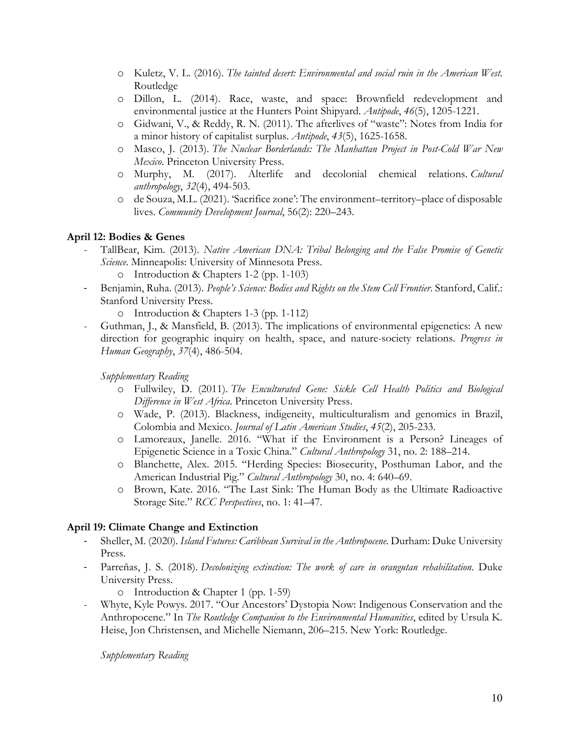- Kuletz, V. L. (2016). *The tainted desert: Environmental and social ruin in the American West*. Routledge
  - Dillon, L. (2014). Race, waste, and space: Brownfield redevelopment and environmental justice at the Hunters Point Shipyard. *Antipode*, *46*(5), 1205-1221.
  - Gidwani, V., & Reddy, R. N. (2011). The afterlives of "waste": Notes from India for a minor history of capitalist surplus. *Antipode*, *43*(5), 1625-1658.
  - Masco, J. (2013). *The Nuclear Borderlands: The Manhattan Project in Post-Cold War New Mexico*. Princeton University Press.
  - Murphy, M. (2017). Alterlife and decolonial chemical relations. *Cultural anthropology*, *32*(4), 494-503.
  - de Souza, M.L. (2021). 'Sacrifice zone': The environment–territory–place of disposable lives. *Community Development Journal*, 56(2): 220–243.

**April 12: Bodies & Genes**

- TallBear, Kim. (2013). *Native American DNA: Tribal Belonging and the False Promise of Genetic Science*. Minneapolis: University of Minnesota Press.
  - Introduction & Chapters 1-2 (pp. 1-103)
- Benjamin, Ruha. (2013). *People's Science: Bodies and Rights on the Stem Cell Frontier*. Stanford, Calif.: Stanford University Press.
  - Introduction & Chapters 1-3 (pp. 1-112)
- Guthman, J., & Mansfield, B. (2013). The implications of environmental epigenetics: A new direction for geographic inquiry on health, space, and nature-society relations. *Progress in Human Geography*, *37*(4), 486-504.

*Supplementary Reading*

  - Fullwiley, D. (2011). *The Enculturated Gene: Sickle Cell Health Politics and Biological Difference in West Africa*. Princeton University Press.
  - Wade, P. (2013). Blackness, indigeneity, multiculturalism and genomics in Brazil, Colombia and Mexico. *Journal of Latin American Studies*, *45*(2), 205-233.
  - Lamoreaux, Janelle. 2016. "What if the Environment is a Person? Lineages of Epigenetic Science in a Toxic China." *Cultural Anthropology* 31, no. 2: 188–214.
  - Blanchette, Alex. 2015. "Herding Species: Biosecurity, Posthuman Labor, and the American Industrial Pig." *Cultural Anthropology* 30, no. 4: 640–69.
  - Brown, Kate. 2016. "The Last Sink: The Human Body as the Ultimate Radioactive Storage Site." *RCC Perspectives*, no. 1: 41–47.

**April 19: Climate Change and Extinction**

- Sheller, M. (2020). *Island Futures: Caribbean Survival in the Anthropocene*. Durham: Duke University Press.
- Parreñas, J. S. (2018). *Decolonizing extinction: The work of care in orangutan rehabilitation*. Duke University Press.
  - Introduction & Chapter 1 (pp. 1-59)
- Whyte, Kyle Powys. 2017. "Our Ancestors' Dystopia Now: Indigenous Conservation and the Anthropocene." In *The Routledge Companion to the Environmental Humanities*, edited by Ursula K. Heise, Jon Christensen, and Michelle Niemann, 206–215. New York: Routledge.

*Supplementary Reading*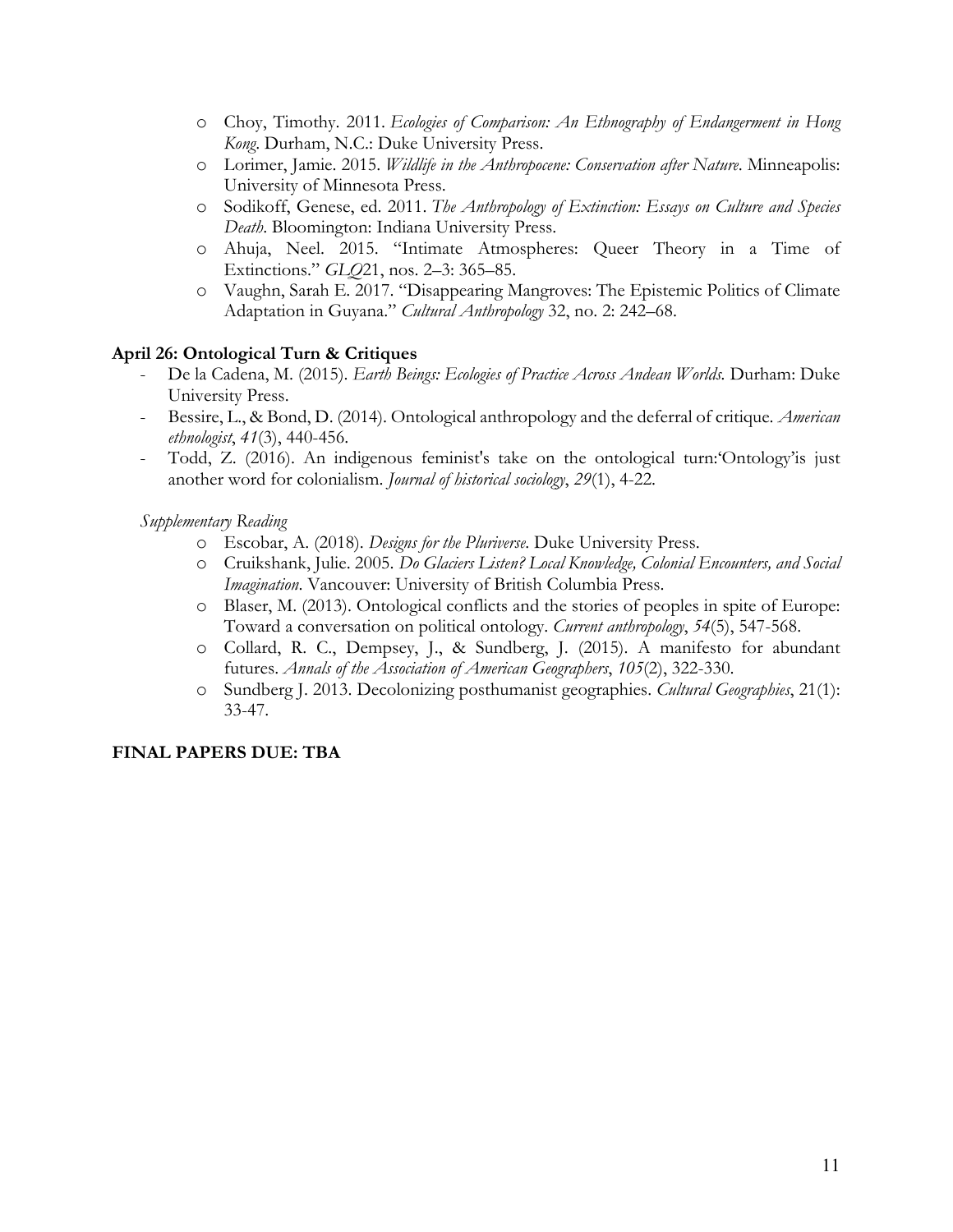- Choy, Timothy. 2011. *Ecologies of Comparison: An Ethnography of Endangerment in Hong Kong*. Durham, N.C.: Duke University Press.
- Lorimer, Jamie. 2015. *Wildlife in the Anthropocene: Conservation after Nature*. Minneapolis: University of Minnesota Press.
- Sodikoff, Genese, ed. 2011. *The Anthropology of Extinction: Essays on Culture and Species Death*. Bloomington: Indiana University Press.
- Ahuja, Neel. 2015. "Intimate Atmospheres: Queer Theory in a Time of Extinctions." *GLQ*21, nos. 2–3: 365–85.
- Vaughn, Sarah E. 2017. "Disappearing Mangroves: The Epistemic Politics of Climate Adaptation in Guyana." *Cultural Anthropology* 32, no. 2: 242–68.

**April 26: Ontological Turn & Critiques**

- De la Cadena, M. (2015). *Earth Beings: Ecologies of Practice Across Andean Worlds.* Durham: Duke University Press.
- Bessire, L., & Bond, D. (2014). Ontological anthropology and the deferral of critique. *American ethnologist*, *41*(3), 440-456.
- Todd, Z. (2016). An indigenous feminist's take on the ontological turn:'Ontology'is just another word for colonialism. *Journal of historical sociology*, *29*(1), 4-22.

*Supplementary Reading*

- Escobar, A. (2018). *Designs for the Pluriverse.* Duke University Press.
- Cruikshank, Julie. 2005. *Do Glaciers Listen? Local Knowledge, Colonial Encounters, and Social Imagination*. Vancouver: University of British Columbia Press.
- Blaser, M. (2013). Ontological conflicts and the stories of peoples in spite of Europe: Toward a conversation on political ontology. *Current anthropology*, *54*(5), 547-568.
- Collard, R. C., Dempsey, J., & Sundberg, J. (2015). A manifesto for abundant futures. *Annals of the Association of American Geographers*, *105*(2), 322-330.
- Sundberg J. 2013. Decolonizing posthumanist geographies. *Cultural Geographies*, 21(1): 33-47.

**FINAL PAPERS DUE: TBA**